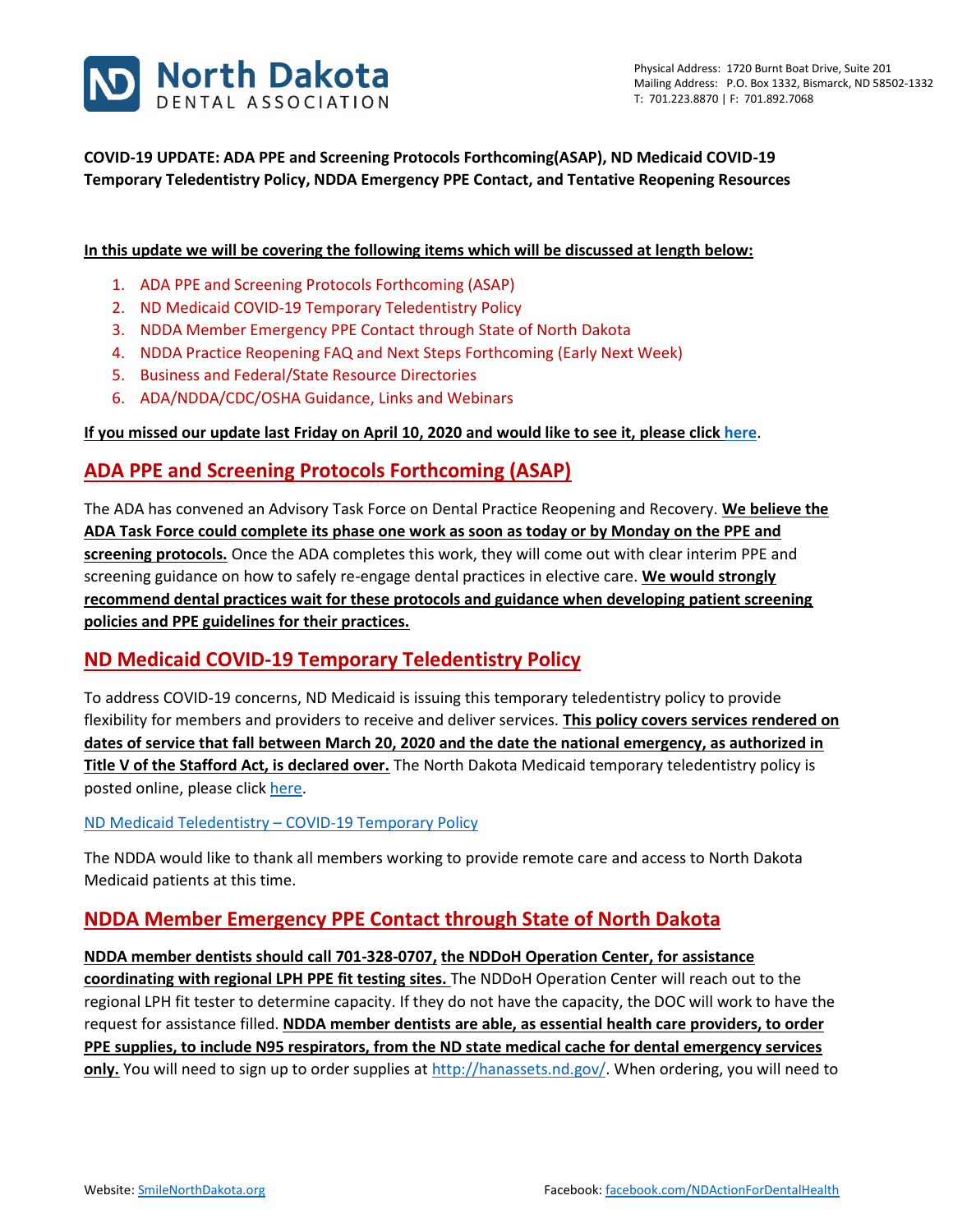**North Dakota DENTAL ASSOCIATION**

Physical Address: 1720 Burnt Boat Drive, Suite 201
Mailing Address: P.O. Box 1332, Bismarck, ND 58502-1332
T: 701.223.8870 | F: 701.892.7068

**COVID-19 UPDATE: ADA PPE and Screening Protocols Forthcoming(ASAP), ND Medicaid COVID-19 Temporary Teledentistry Policy, NDDA Emergency PPE Contact, and Tentative Reopening Resources**

**In this update we will be covering the following items which will be discussed at length below:**

1. ADA PPE and Screening Protocols Forthcoming (ASAP)
2. ND Medicaid COVID-19 Temporary Teledentistry Policy
3. NDDA Member Emergency PPE Contact through State of North Dakota
4. NDDA Practice Reopening FAQ and Next Steps Forthcoming (Early Next Week)
5. Business and Federal/State Resource Directories
6. ADA/NDDA/CDC/OSHA Guidance, Links and Webinars

**If you missed our update last Friday on April 10, 2020 and would like to see it, please click here.**

## ADA PPE and Screening Protocols Forthcoming (ASAP)

The ADA has convened an Advisory Task Force on Dental Practice Reopening and Recovery. **We believe the ADA Task Force could complete its phase one work as soon as today or by Monday on the PPE and screening protocols.** Once the ADA completes this work, they will come out with clear interim PPE and screening guidance on how to safely re-engage dental practices in elective care. **We would strongly recommend dental practices wait for these protocols and guidance when developing patient screening policies and PPE guidelines for their practices.**

## ND Medicaid COVID-19 Temporary Teledentistry Policy

To address COVID-19 concerns, ND Medicaid is issuing this temporary teledentistry policy to provide flexibility for members and providers to receive and deliver services. **This policy covers services rendered on dates of service that fall between March 20, 2020 and the date the national emergency, as authorized in Title V of the Stafford Act, is declared over.** The North Dakota Medicaid temporary teledentistry policy is posted online, please click here.

ND Medicaid Teledentistry – COVID-19 Temporary Policy

The NDDA would like to thank all members working to provide remote care and access to North Dakota Medicaid patients at this time.

## NDDA Member Emergency PPE Contact through State of North Dakota

**NDDA member dentists should call 701-328-0707, the NDDoH Operation Center, for assistance coordinating with regional LPH PPE fit testing sites.** The NDDoH Operation Center will reach out to the regional LPH fit tester to determine capacity. If they do not have the capacity, the DOC will work to have the request for assistance filled. **NDDA member dentists are able, as essential health care providers, to order PPE supplies, to include N95 respirators, from the ND state medical cache for dental emergency services only.** You will need to sign up to order supplies at http://hanassets.nd.gov/. When ordering, you will need to

Website: SmileNorthDakota.org Facebook: facebook.com/NDActionForDentalHealth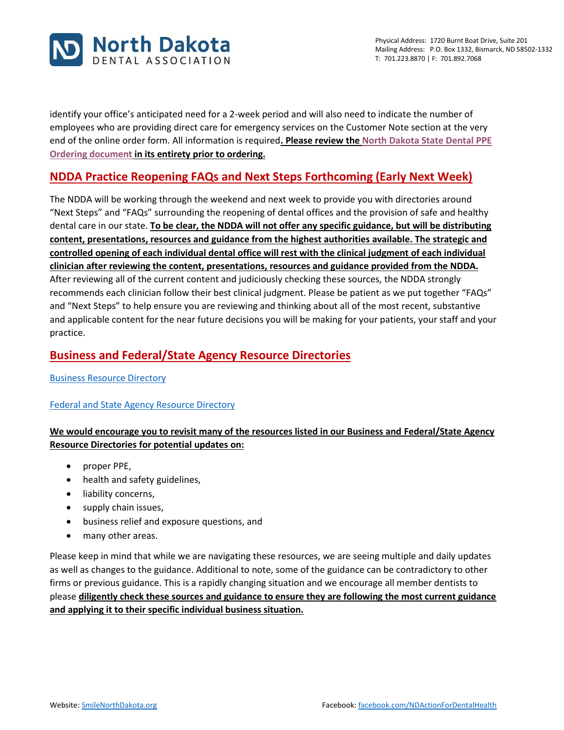identify your office's anticipated need for a 2-week period and will also need to indicate the number of employees who are providing direct care for emergency services on the Customer Note section at the very end of the online order form. All information is required**. Please review the North Dakota State Dental PPE Ordering document in its entirety prior to ordering.**

## NDDA Practice Reopening FAQs and Next Steps Forthcoming (Early Next Week)

The NDDA will be working through the weekend and next week to provide you with directories around "Next Steps" and "FAQs" surrounding the reopening of dental offices and the provision of safe and healthy dental care in our state. **To be clear, the NDDA will not offer any specific guidance, but will be distributing content, presentations, resources and guidance from the highest authorities available. The strategic and controlled opening of each individual dental office will rest with the clinical judgment of each individual clinician after reviewing the content, presentations, resources and guidance provided from the NDDA.** After reviewing all of the current content and judiciously checking these sources, the NDDA strongly recommends each clinician follow their best clinical judgment. Please be patient as we put together "FAQs" and "Next Steps" to help ensure you are reviewing and thinking about all of the most recent, substantive and applicable content for the near future decisions you will be making for your patients, your staff and your practice.

## Business and Federal/State Agency Resource Directories

Business Resource Directory

Federal and State Agency Resource Directory

**We would encourage you to revisit many of the resources listed in our Business and Federal/State Agency Resource Directories for potential updates on:**

- proper PPE,
- health and safety guidelines,
- liability concerns,
- supply chain issues,
- business relief and exposure questions, and
- many other areas.

Please keep in mind that while we are navigating these resources, we are seeing multiple and daily updates as well as changes to the guidance. Additional to note, some of the guidance can be contradictory to other firms or previous guidance. This is a rapidly changing situation and we encourage all member dentists to please **diligently check these sources and guidance to ensure they are following the most current guidance and applying it to their specific individual business situation.**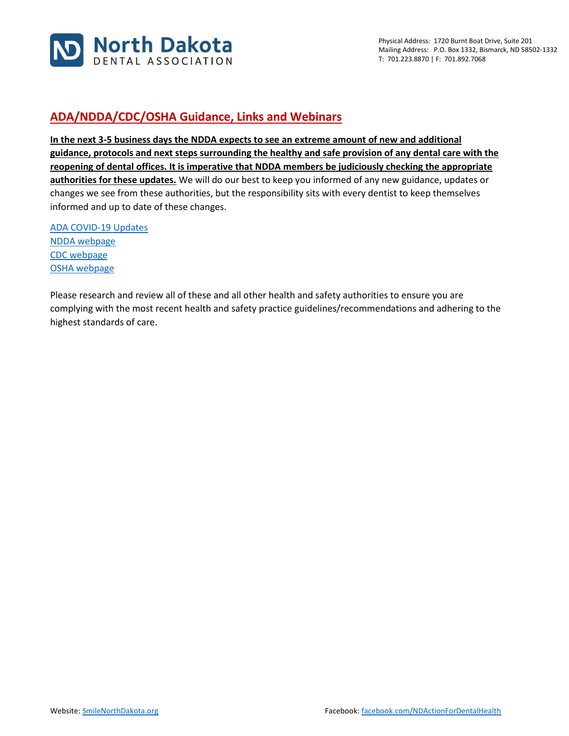## ADA/NDDA/CDC/OSHA Guidance, Links and Webinars

**In the next 3-5 business days the NDDA expects to see an extreme amount of new and additional guidance, protocols and next steps surrounding the healthy and safe provision of any dental care with the reopening of dental offices. It is imperative that NDDA members be judiciously checking the appropriate authorities for these updates.** We will do our best to keep you informed of any new guidance, updates or changes we see from these authorities, but the responsibility sits with every dentist to keep themselves informed and up to date of these changes.

ADA COVID-19 Updates
NDDA webpage
CDC webpage
OSHA webpage

Please research and review all of these and all other health and safety authorities to ensure you are complying with the most recent health and safety practice guidelines/recommendations and adhering to the highest standards of care.